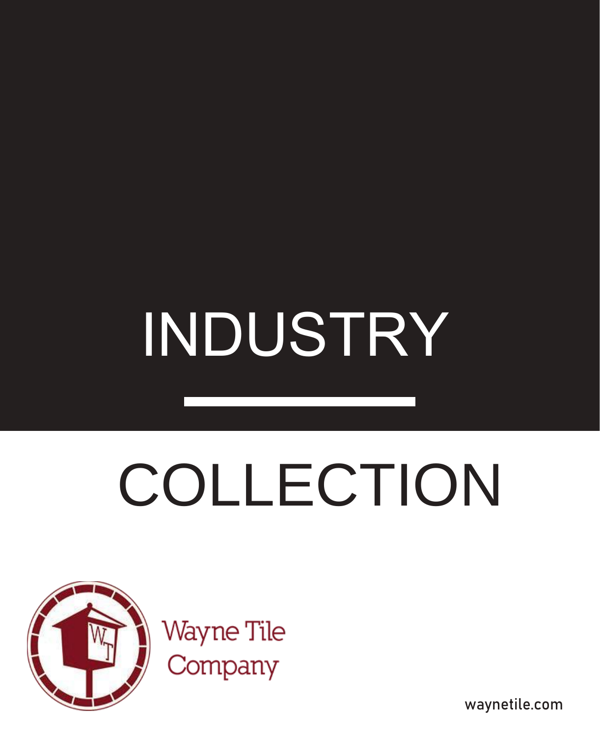# INDUSTRY

# COLLECTION

Wayne Tile Company

waynetile.com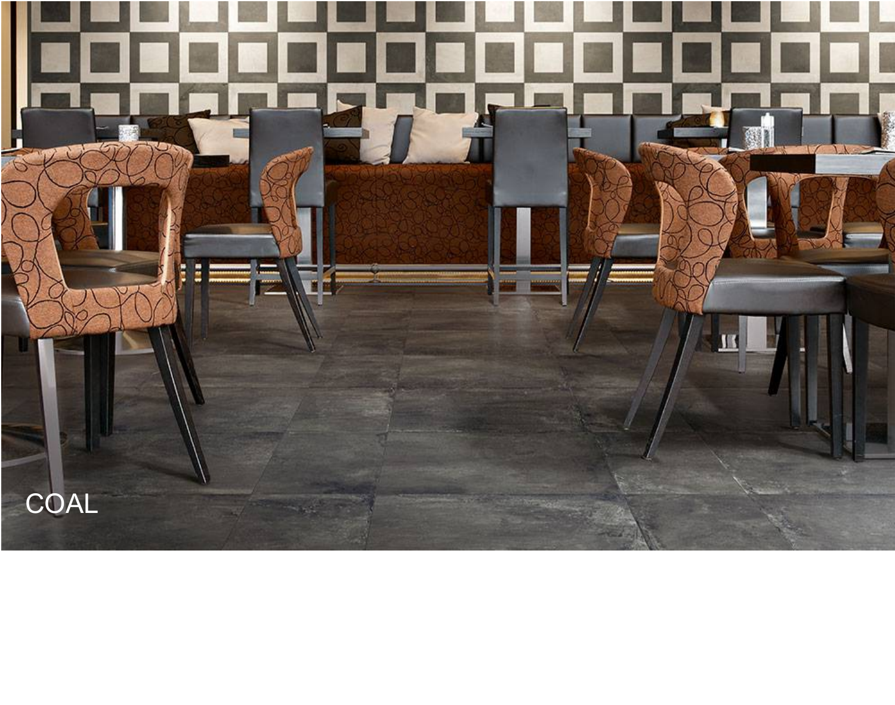COAL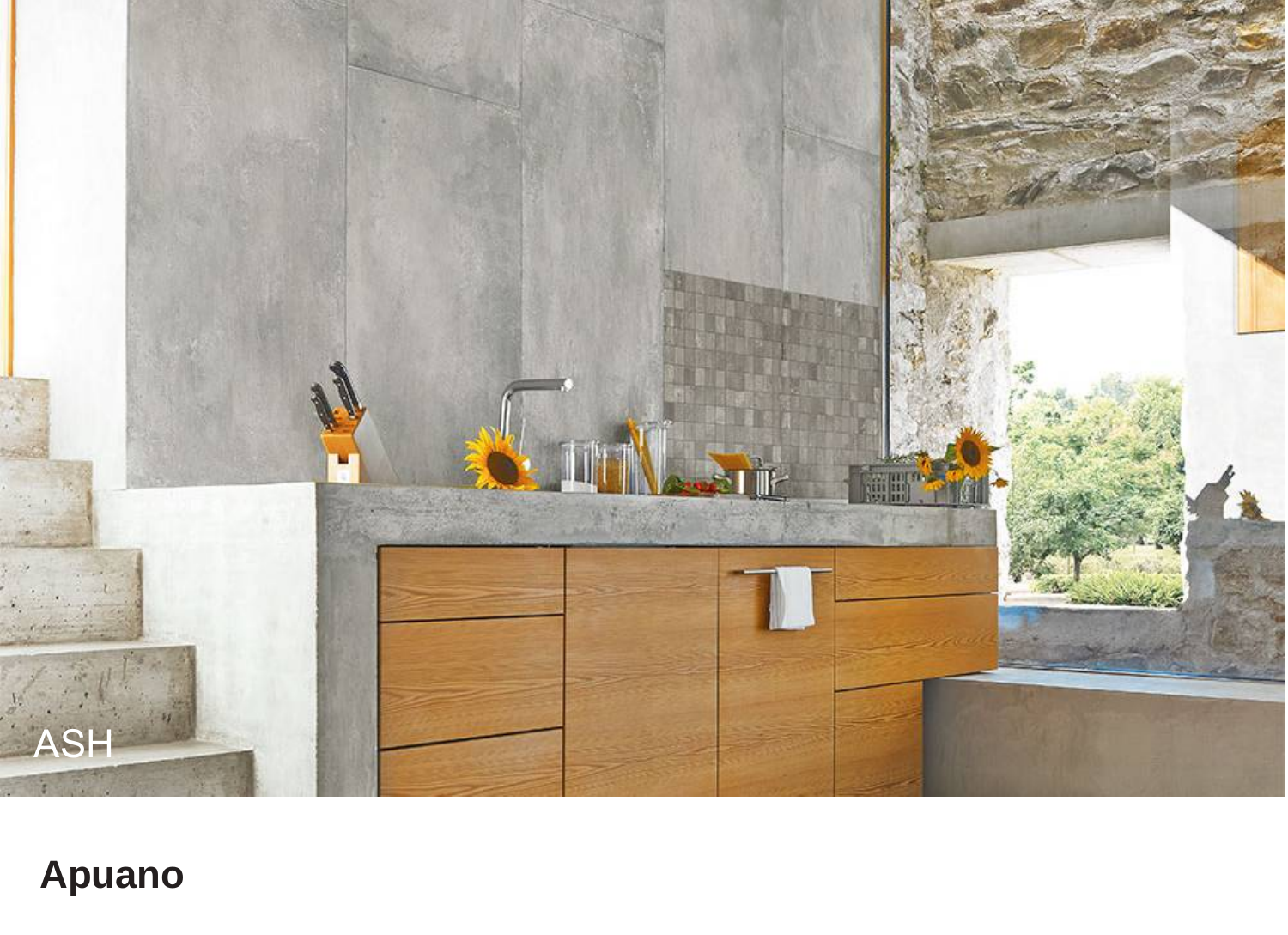ASH

## Apuano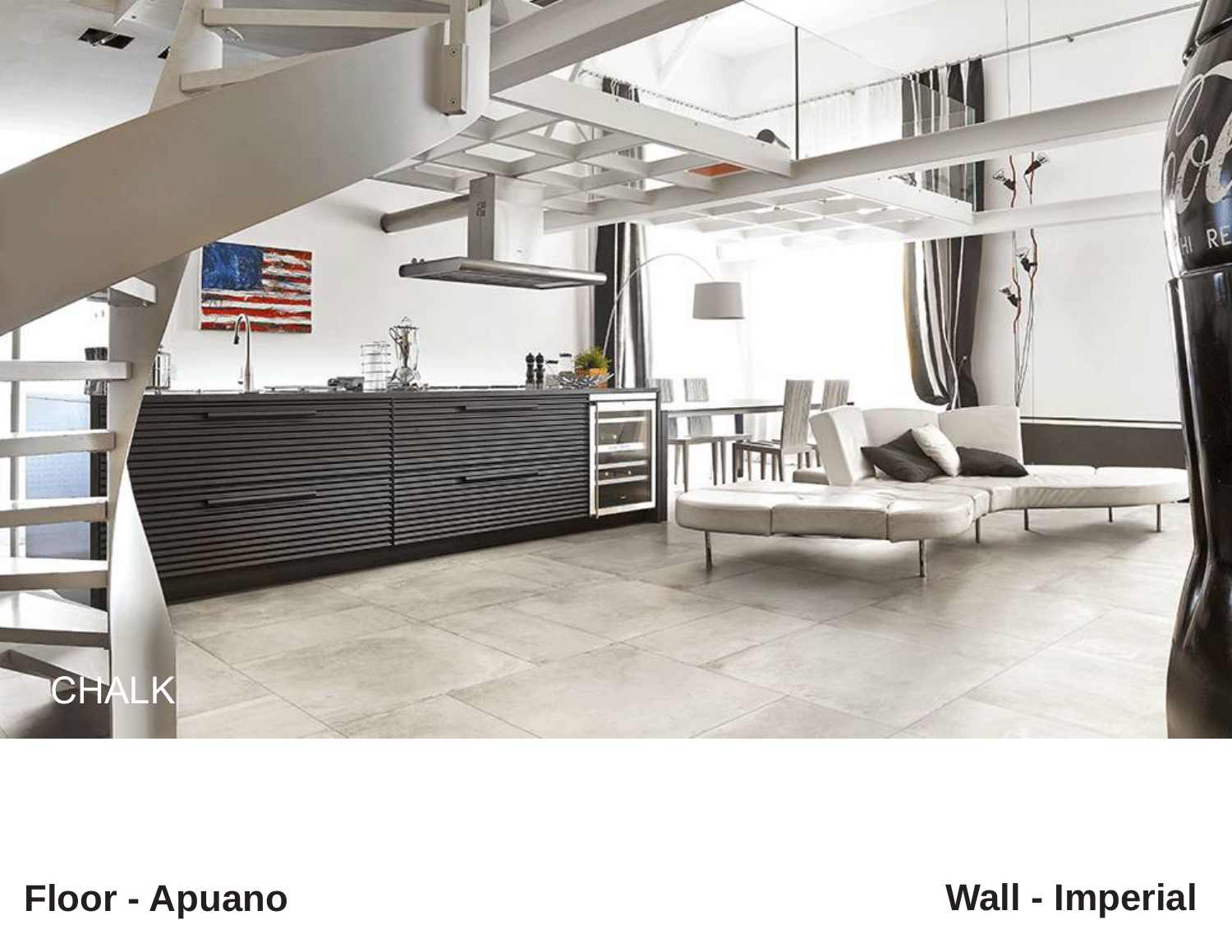CHALK

**Floor - Apuano**

**Wall - Imperial**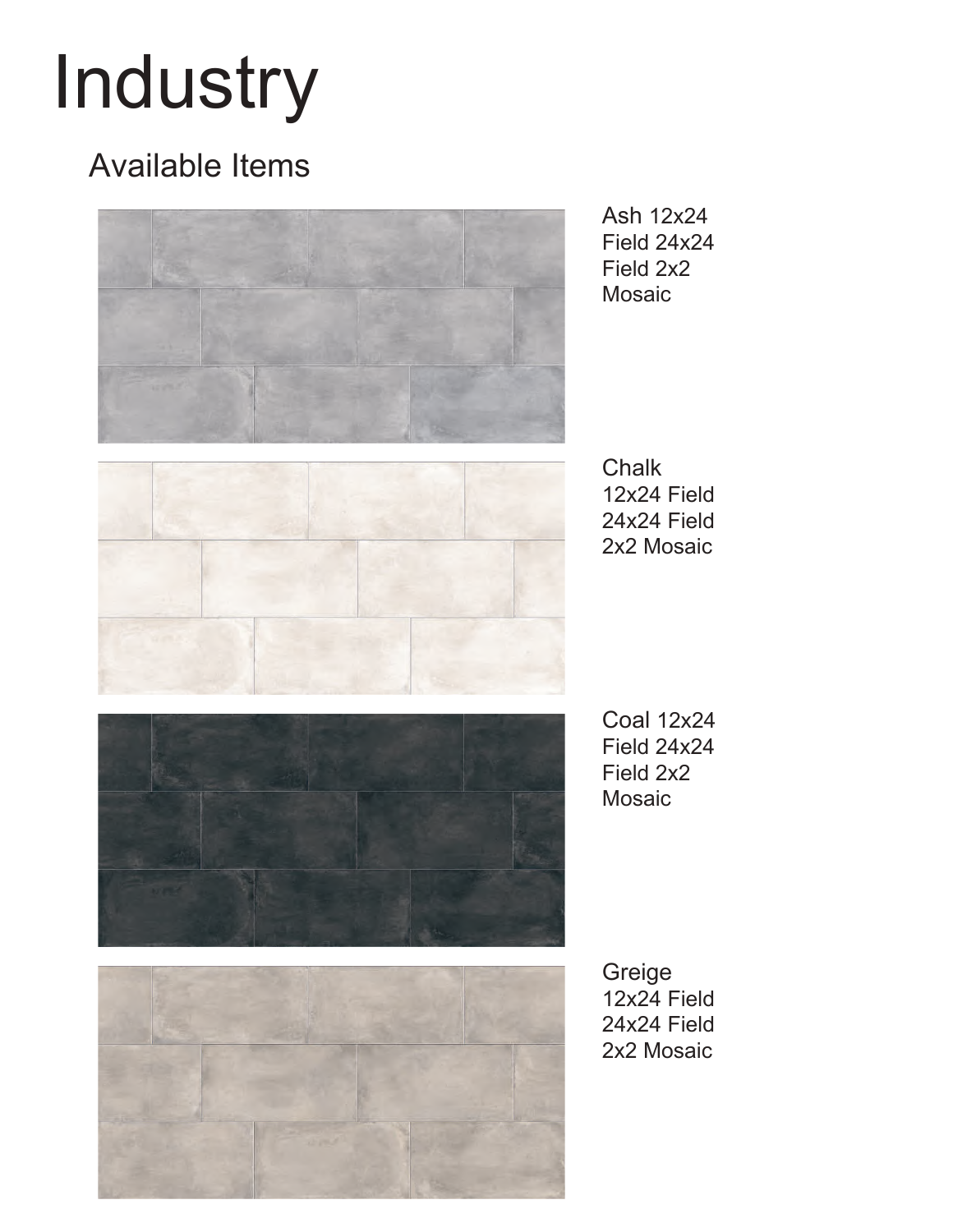# Industry

## Available Items

Ash 12x24
Field 24x24
Field 2x2
Mosaic

Chalk
12x24 Field
24x24 Field
2x2 Mosaic

Coal 12x24
Field 24x24
Field 2x2
Mosaic

Greige
12x24 Field
24x24 Field
2x2 Mosaic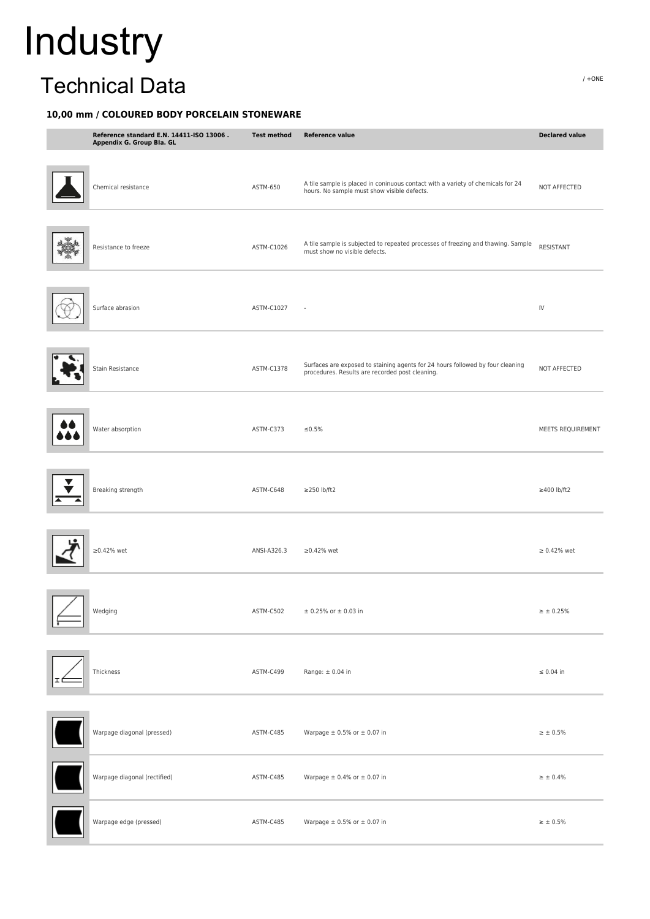# Industry

## Technical Data

/ +ONE

### 10,00 mm / COLOURED BODY PORCELAIN STONEWARE

| Reference standard E.N. 14411-ISO 13006 . Appendix G. Group BIa. GL | Test method | Reference value | Declared value |
|---|---|---|---|
| Chemical resistance | ASTM-650 | A tile sample is placed in coninuous contact with a variety of chemicals for 24 hours. No sample must show visible defects. | NOT AFFECTED |
| Resistance to freeze | ASTM-C1026 | A tile sample is subjected to repeated processes of freezing and thawing. Sample must show no visible defects. | RESISTANT |
| Surface abrasion | ASTM-C1027 | - | IV |
| Stain Resistance | ASTM-C1378 | Surfaces are exposed to staining agents for 24 hours followed by four cleaning procedures. Results are recorded post cleaning. | NOT AFFECTED |
| Water absorption | ASTM-C373 | ≤0.5% | MEETS REQUIREMENT |
| Breaking strength | ASTM-C648 | ≥250 lb/ft2 | ≥400 lb/ft2 |
| ≥0.42% wet | ANSI-A326.3 | ≥0.42% wet | ≥ 0.42% wet |
| Wedging | ASTM-C502 | ± 0.25% or ± 0.03 in | ≥ ± 0.25% |
| Thickness | ASTM-C499 | Range: ± 0.04 in | ≤ 0.04 in |
| Warpage diagonal (pressed) | ASTM-C485 | Warpage ± 0.5% or ± 0.07 in | ≥ ± 0.5% |
| Warpage diagonal (rectified) | ASTM-C485 | Warpage ± 0.4% or ± 0.07 in | ≥ ± 0.4% |
| Warpage edge (pressed) | ASTM-C485 | Warpage ± 0.5% or ± 0.07 in | ≥ ± 0.5% |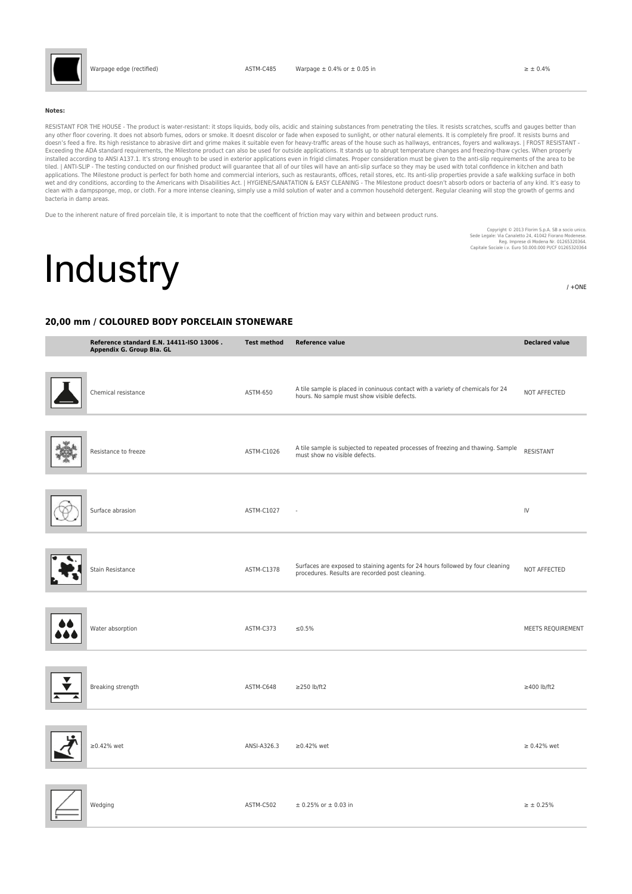| | | | | |
|---|---|---|---|---|
| | Warpage edge (rectified) | ASTM-C485 | Warpage ± 0.4% or ± 0.05 in | ≥ ± 0.4% |

**Notes:**

RESISTANT FOR THE HOUSE - The product is water-resistant: it stops liquids, body oils, acidic and staining substances from penetrating the tiles. It resists scratches, scuffs and gauges better than any other floor covering. It does not absorb fumes, odors or smoke. It doesnt discolor or fade when exposed to sunlight, or other natural elements. It is completely fire proof. It resists burns and doesn's feed a fire. Its high resistance to abrasive dirt and grime makes it suitable even for heavy-traffic areas of the house such as hallways, entrances, foyers and walkways. | FROST RESISTANT - Exceeding the ADA standard requirements, the Milestone product can also be used for outside applications. It stands up to abrupt temperature changes and freezing-thaw cycles. When properly installed according to ANSI A137.1. It's strong enough to be used in exterior applications even in frigid climates. Proper consideration must be given to the anti-slip requirements of the area to be tiled. | ANTI-SLIP - The testing conducted on our finished product will guarantee that all of our tiles will have an anti-slip surface so they may be used with total confidence in kitchen and bath applications. The Milestone product is perfect for both home and commercial interiors, such as restaurants, offices, retail stores, etc. Its anti-slip properties provide a safe walkking surface in both wet and dry conditions, according to the Americans with Disabilities Act. | HYGIENE/SANATATION & EASY CLEANING - The Milestone product doesn't absorb odors or bacteria of any kind. It's easy to clean with a dampsponge, mop, or cloth. For a more intense cleaning, simply use a mild solution of water and a common household detergent. Regular cleaning will stop the growth of germs and bacteria in damp areas.

Due to the inherent nature of fired porcelain tile, it is important to note that the coefficent of friction may vary within and between product runs.

Copyright © 2013 Florim S.p.A. SB a socio unico.
Sede Legale: Via Canaletto 24, 41042 Fiorano Modenese.
Reg. Imprese di Modena Nr. 01265320364.
Capitale Sociale i.v. Euro 50.000.000 PI/CF 01265320364

# Industry

/ +ONE

## 20,00 mm / COLOURED BODY PORCELAIN STONEWARE

| | Reference standard E.N. 14411-ISO 13006 . Appendix G. Group Bla. GL | Test method | Reference value | Declared value |
|---|---|---|---|---|
| | Chemical resistance | ASTM-650 | A tile sample is placed in coninuous contact with a variety of chemicals for 24 hours. No sample must show visible defects. | NOT AFFECTED |
| | Resistance to freeze | ASTM-C1026 | A tile sample is subjected to repeated processes of freezing and thawing. Sample must show no visible defects. | RESISTANT |
| | Surface abrasion | ASTM-C1027 | - | IV |
| | Stain Resistance | ASTM-C1378 | Surfaces are exposed to staining agents for 24 hours followed by four cleaning procedures. Results are recorded post cleaning. | NOT AFFECTED |
| | Water absorption | ASTM-C373 | ≤0.5% | MEETS REQUIREMENT |
| | Breaking strength | ASTM-C648 | ≥250 lb/ft2 | ≥400 lb/ft2 |
| | ≥0.42% wet | ANSI-A326.3 | ≥0.42% wet | ≥ 0.42% wet |
| | Wedging | ASTM-C502 | ± 0.25% or ± 0.03 in | ≥ ± 0.25% |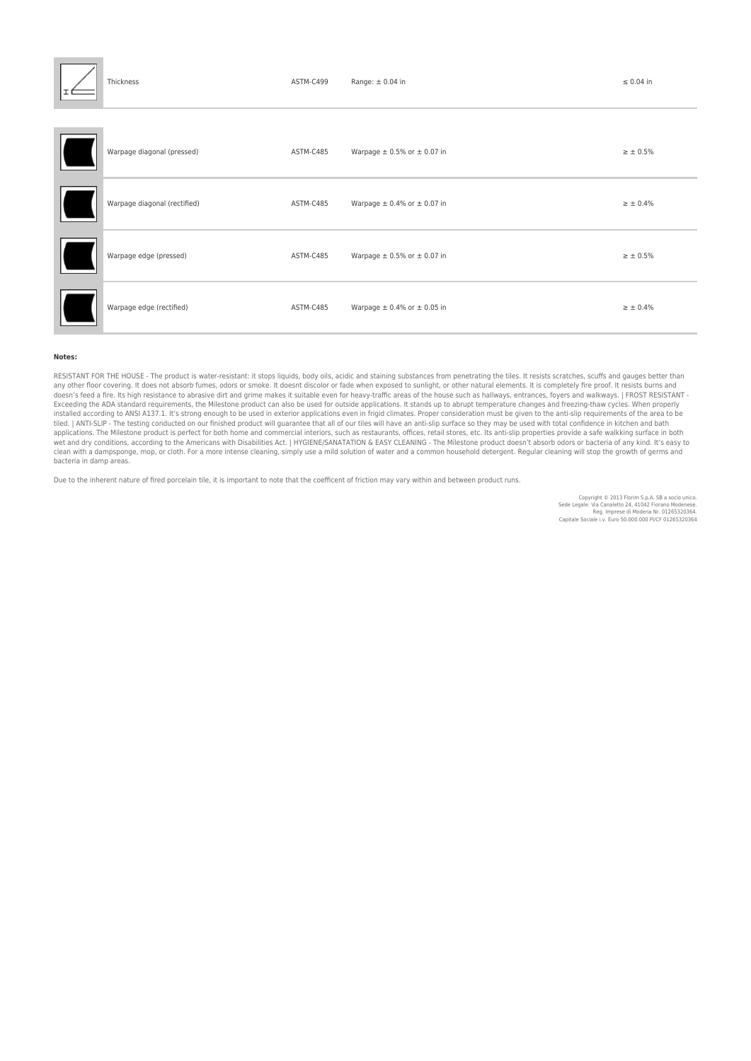| | | | |
|---|---|---|---|
| Thickness | ASTM-C499 | Range: ± 0.04 in | ≤ 0.04 in |
| Warpage diagonal (pressed) | ASTM-C485 | Warpage ± 0.5% or ± 0.07 in | ≥ ± 0.5% |
| Warpage diagonal (rectified) | ASTM-C485 | Warpage ± 0.4% or ± 0.07 in | ≥ ± 0.4% |
| Warpage edge (pressed) | ASTM-C485 | Warpage ± 0.5% or ± 0.07 in | ≥ ± 0.5% |
| Warpage edge (rectified) | ASTM-C485 | Warpage ± 0.4% or ± 0.05 in | ≥ ± 0.4% |

**Notes:**

RESISTANT FOR THE HOUSE - The product is water-resistant: it stops liquids, body oils, acidic and staining substances from penetrating the tiles. It resists scratches, scuffs and gauges better than any other floor covering. It does not absorb fumes, odors or smoke. It doesnt discolor or fade when exposed to sunlight, or other natural elements. It is completely fire proof. It resists burns and doesn's feed a fire. Its high resistance to abrasive dirt and grime makes it suitable even for heavy-traffic areas of the house such as hallways, entrances, foyers and walkways. | FROST RESISTANT - Exceeding the ADA standard requirements, the Milestone product can also be used for outside applications. It stands up to abrupt temperature changes and freezing-thaw cycles. When properly installed according to ANSI A137.1. It's strong enough to be used in exterior applications even in frigid climates. Proper consideration must be given to the anti-slip requirements of the area to be tiled. | ANTI-SLIP - The testing conducted on our finished product will guarantee that all of our tiles will have an anti-slip surface so they may be used with total confidence in kitchen and bath applications. The Milestone product is perfect for both home and commercial interiors, such as restaurants, offices, retail stores, etc. Its anti-slip properties provide a safe walkking surface in both wet and dry conditions, according to the Americans with Disabilities Act. | HYGIENE/SANATATION & EASY CLEANING - The Milestone product doesn't absorb odors or bacteria of any kind. It's easy to clean with a dampsponge, mop, or cloth. For a more intense cleaning, simply use a mild solution of water and a common household detergent. Regular cleaning will stop the growth of germs and bacteria in damp areas.

Due to the inherent nature of fired porcelain tile, it is important to note that the coefficent of friction may vary within and between product runs.

Copyright © 2013 Florim S.p.A. SB a socio unico.
Sede Legale: Via Canaletto 24, 41042 Fiorano Modenese.
Reg. Imprese di Modena Nr. 01265320364.
Capitale Sociale i.v. Euro 50.000.000 PI/CF 01265320364